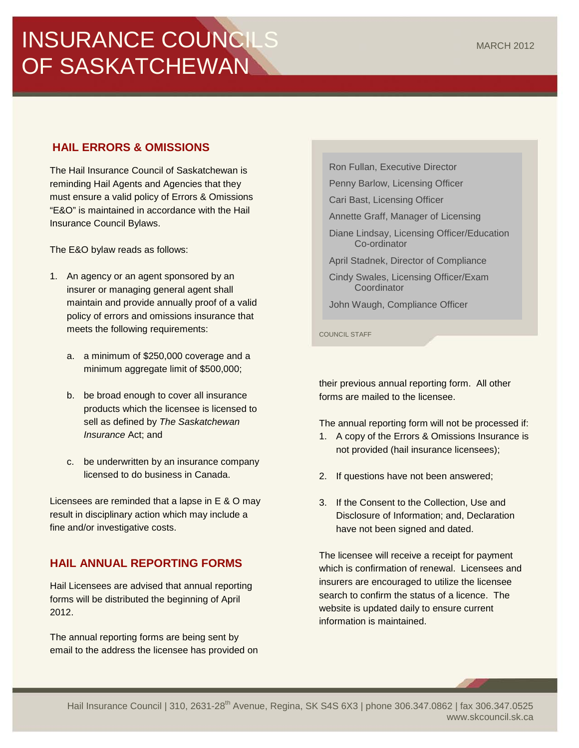# INSURANCE COUNCILS OF SASKATCHEWAN

MARCH 2012

## HAIL ERRORS & OMISSIONS

The Hail Insurance Council of Saskatchewan is reminding Hail Agents and Agencies that they must ensure a valid policy of Errors & Omissions "E&O" is maintained in accordance with the Hail Insurance Council Bylaws.

The E&O bylaw reads as follows:

1. An agency or an agent sponsored by an insurer or managing general agent shall maintain and provide annually proof of a valid policy of errors and omissions insurance that meets the following requirements:

   a. a minimum of $250,000 coverage and a minimum aggregate limit of $500,000;

   b. be broad enough to cover all insurance products which the licensee is licensed to sell as defined by *The Saskatchewan Insurance* Act; and

   c. be underwritten by an insurance company licensed to do business in Canada.

Licensees are reminded that a lapse in E & O may result in disciplinary action which may include a fine and/or investigative costs.

## HAIL ANNUAL REPORTING FORMS

Hail Licensees are advised that annual reporting forms will be distributed the beginning of April 2012.

The annual reporting forms are being sent by email to the address the licensee has provided on their previous annual reporting form. All other forms are mailed to the licensee.

The annual reporting form will not be processed if:

1. A copy of the Errors & Omissions Insurance is not provided (hail insurance licensees);
2. If questions have not been answered;
3. If the Consent to the Collection, Use and Disclosure of Information; and, Declaration have not been signed and dated.

The licensee will receive a receipt for payment which is confirmation of renewal. Licensees and insurers are encouraged to utilize the licensee search to confirm the status of a licence. The website is updated daily to ensure current information is maintained.

---

Ron Fullan, Executive Director

Penny Barlow, Licensing Officer

Cari Bast, Licensing Officer

Annette Graff, Manager of Licensing

Diane Lindsay, Licensing Officer/Education Co-ordinator

April Stadnek, Director of Compliance

Cindy Swales, Licensing Officer/Exam Coordinator

John Waugh, Compliance Officer

COUNCIL STAFF

---

Hail Insurance Council | 310, 2631-28th Avenue, Regina, SK S4S 6X3 | phone 306.347.0862 | fax 306.347.0525
www.skcouncil.sk.ca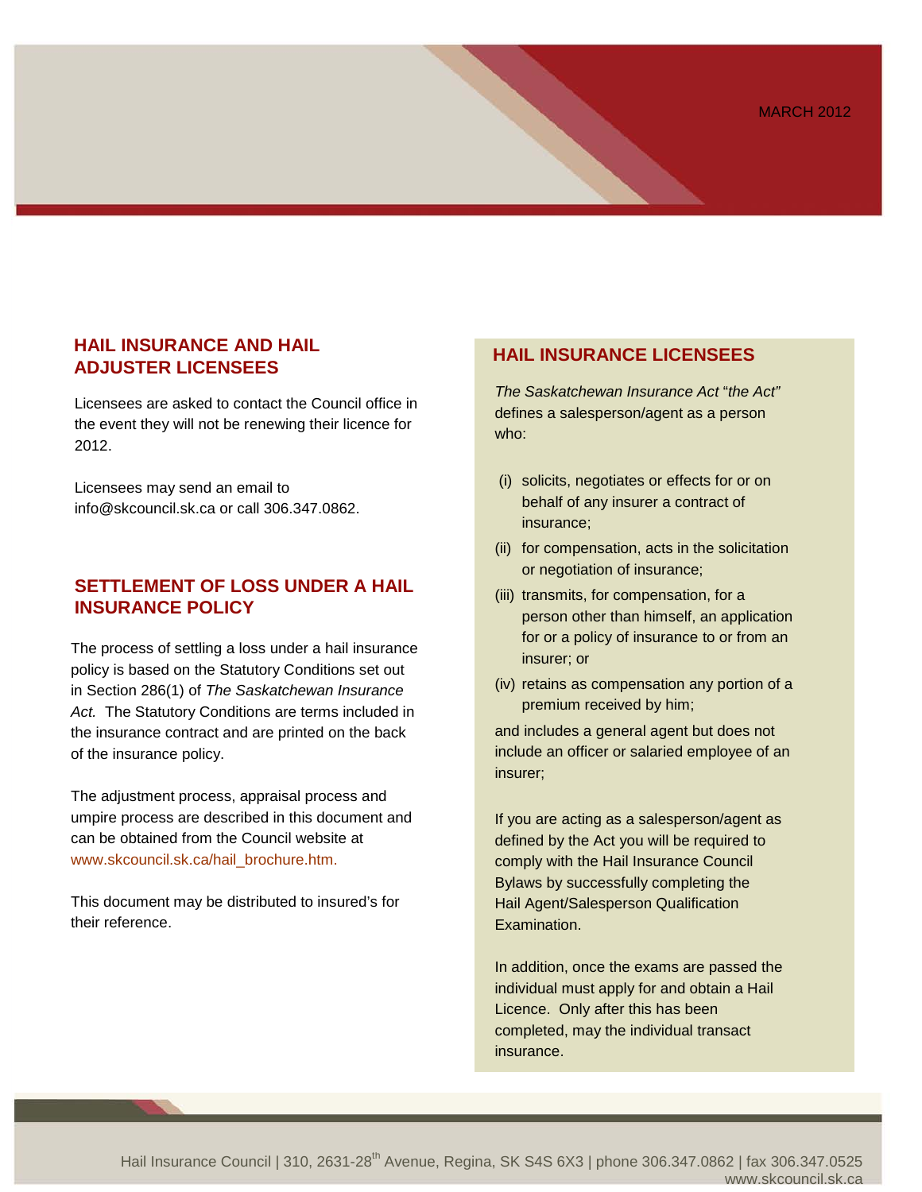MARCH 2012

## HAIL INSURANCE AND HAIL ADJUSTER LICENSEES

Licensees are asked to contact the Council office in the event they will not be renewing their licence for 2012.

Licensees may send an email to info@skcouncil.sk.ca or call 306.347.0862.

## SETTLEMENT OF LOSS UNDER A HAIL INSURANCE POLICY

The process of settling a loss under a hail insurance policy is based on the Statutory Conditions set out in Section 286(1) of *The Saskatchewan Insurance Act.* The Statutory Conditions are terms included in the insurance contract and are printed on the back of the insurance policy.

The adjustment process, appraisal process and umpire process are described in this document and can be obtained from the Council website at www.skcouncil.sk.ca/hail_brochure.htm.

This document may be distributed to insured's for their reference.

## HAIL INSURANCE LICENSEES

*The Saskatchewan Insurance Act* "*the Act*" defines a salesperson/agent as a person who:

(i) solicits, negotiates or effects for or on behalf of any insurer a contract of insurance;

(ii) for compensation, acts in the solicitation or negotiation of insurance;

(iii) transmits, for compensation, for a person other than himself, an application for or a policy of insurance to or from an insurer; or

(iv) retains as compensation any portion of a premium received by him;

and includes a general agent but does not include an officer or salaried employee of an insurer;

If you are acting as a salesperson/agent as defined by the Act you will be required to comply with the Hail Insurance Council Bylaws by successfully completing the Hail Agent/Salesperson Qualification Examination.

In addition, once the exams are passed the individual must apply for and obtain a Hail Licence. Only after this has been completed, may the individual transact insurance.

Hail Insurance Council | 310, 2631-28th Avenue, Regina, SK S4S 6X3 | phone 306.347.0862 | fax 306.347.0525
www.skcouncil.sk.ca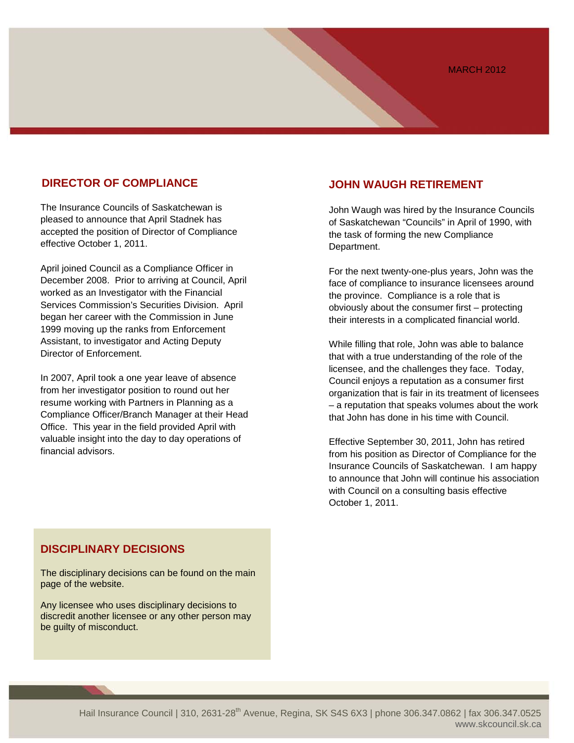MARCH 2012

## DIRECTOR OF COMPLIANCE

The Insurance Councils of Saskatchewan is pleased to announce that April Stadnek has accepted the position of Director of Compliance effective October 1, 2011.

April joined Council as a Compliance Officer in December 2008. Prior to arriving at Council, April worked as an Investigator with the Financial Services Commission's Securities Division. April began her career with the Commission in June 1999 moving up the ranks from Enforcement Assistant, to investigator and Acting Deputy Director of Enforcement.

In 2007, April took a one year leave of absence from her investigator position to round out her resume working with Partners in Planning as a Compliance Officer/Branch Manager at their Head Office. This year in the field provided April with valuable insight into the day to day operations of financial advisors.

## JOHN WAUGH RETIREMENT

John Waugh was hired by the Insurance Councils of Saskatchewan "Councils" in April of 1990, with the task of forming the new Compliance Department.

For the next twenty-one-plus years, John was the face of compliance to insurance licensees around the province. Compliance is a role that is obviously about the consumer first – protecting their interests in a complicated financial world.

While filling that role, John was able to balance that with a true understanding of the role of the licensee, and the challenges they face. Today, Council enjoys a reputation as a consumer first organization that is fair in its treatment of licensees – a reputation that speaks volumes about the work that John has done in his time with Council.

Effective September 30, 2011, John has retired from his position as Director of Compliance for the Insurance Councils of Saskatchewan. I am happy to announce that John will continue his association with Council on a consulting basis effective October 1, 2011.

## DISCIPLINARY DECISIONS

The disciplinary decisions can be found on the main page of the website.

Any licensee who uses disciplinary decisions to discredit another licensee or any other person may be guilty of misconduct.

Hail Insurance Council | 310, 2631-28th Avenue, Regina, SK S4S 6X3 | phone 306.347.0862 | fax 306.347.0525
www.skcouncil.sk.ca